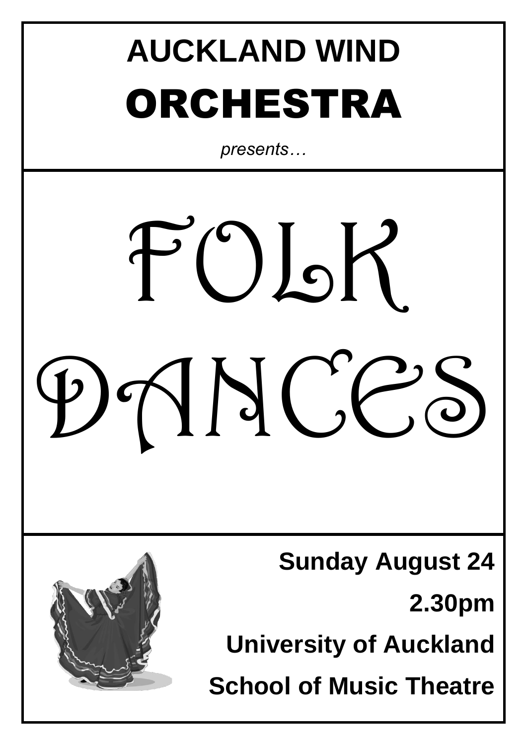# AUCKLAND WIND ORCHESTRA

*presents…*

# FOLK DANCES

**Sunday August 24**

**2.30pm**

**University of Auckland**

**School of Music Theatre**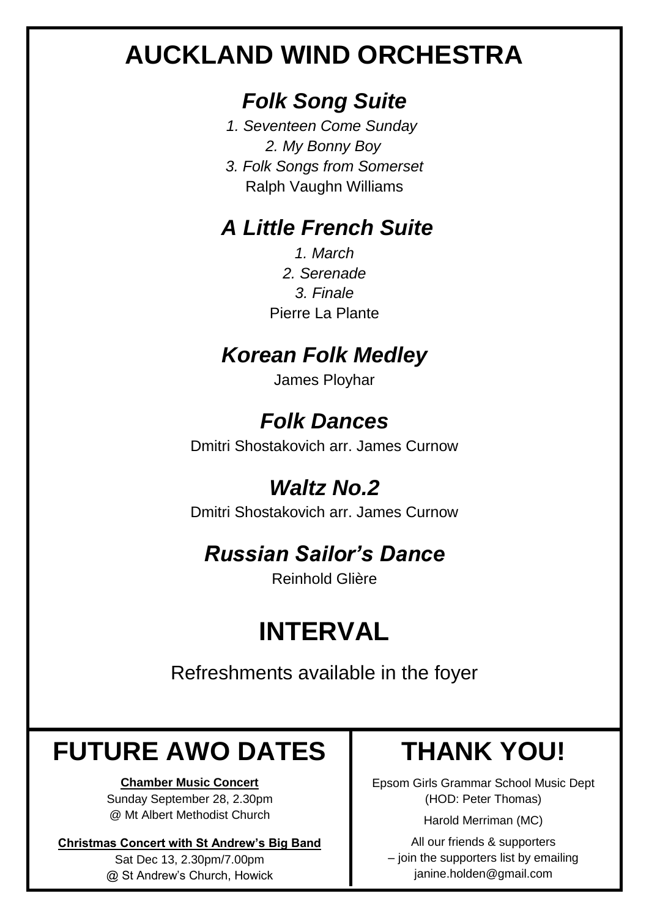# AUCKLAND WIND ORCHESTRA

## *Folk Song Suite*

*1. Seventeen Come Sunday*
*2. My Bonny Boy*
*3. Folk Songs from Somerset*
Ralph Vaughn Williams

## *A Little French Suite*

*1. March*
*2. Serenade*
*3. Finale*
Pierre La Plante

## *Korean Folk Medley*

James Ployhar

## *Folk Dances*

Dmitri Shostakovich arr. James Curnow

## *Waltz No.2*

Dmitri Shostakovich arr. James Curnow

## *Russian Sailor's Dance*

Reinhold Glière

# INTERVAL

Refreshments available in the foyer

## FUTURE AWO DATES

**Chamber Music Concert**
Sunday September 28, 2.30pm
@ Mt Albert Methodist Church

**Christmas Concert with St Andrew's Big Band**
Sat Dec 13, 2.30pm/7.00pm
@ St Andrew's Church, Howick

## THANK YOU!

Epsom Girls Grammar School Music Dept
(HOD: Peter Thomas)

Harold Merriman (MC)

All our friends & supporters
– join the supporters list by emailing
janine.holden@gmail.com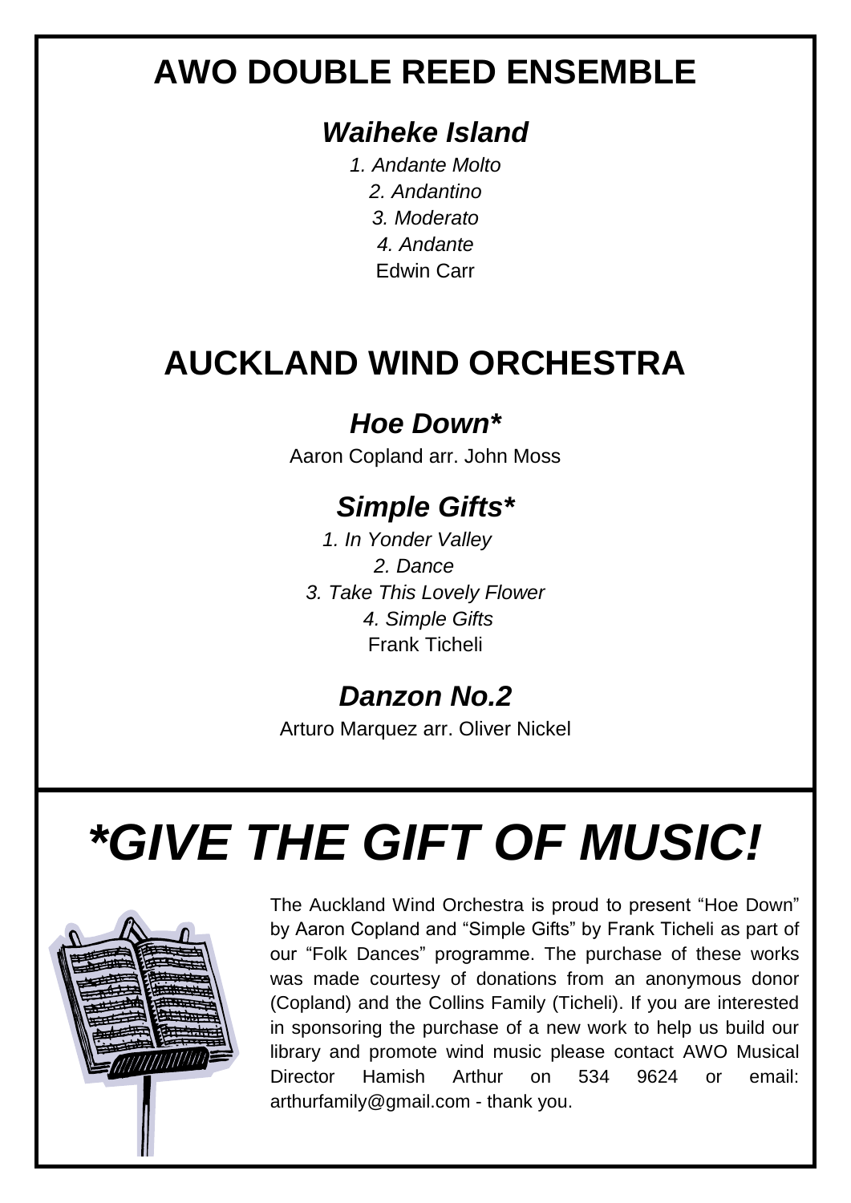## AWO DOUBLE REED ENSEMBLE

### *Waiheke Island*

*1. Andante Molto*
*2. Andantino*
*3. Moderato*
*4. Andante*
Edwin Carr

## AUCKLAND WIND ORCHESTRA

### *Hoe Down**

Aaron Copland arr. John Moss

### *Simple Gifts**

*1. In Yonder Valley*
*2. Dance*
*3. Take This Lovely Flower*
*4. Simple Gifts*
Frank Ticheli

### *Danzon No.2*

Arturo Marquez arr. Oliver Nickel

# *\*GIVE THE GIFT OF MUSIC!*

The Auckland Wind Orchestra is proud to present "Hoe Down" by Aaron Copland and "Simple Gifts" by Frank Ticheli as part of our "Folk Dances" programme. The purchase of these works was made courtesy of donations from an anonymous donor (Copland) and the Collins Family (Ticheli). If you are interested in sponsoring the purchase of a new work to help us build our library and promote wind music please contact AWO Musical Director Hamish Arthur on 534 9624 or email: arthurfamily@gmail.com - thank you.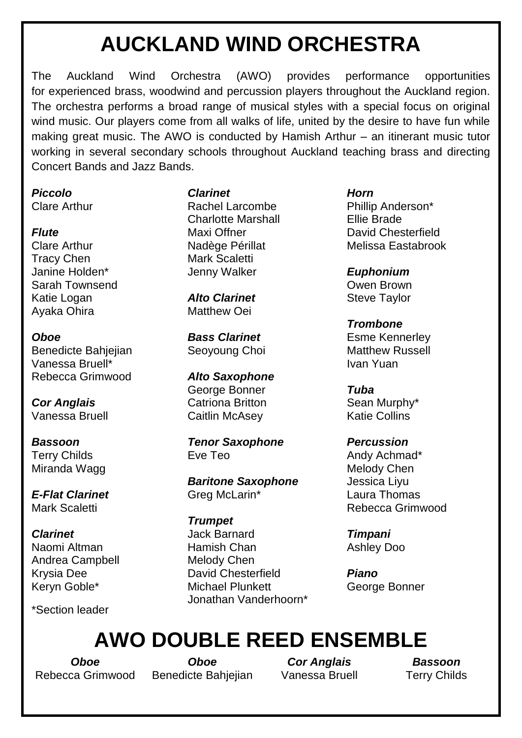# AUCKLAND WIND ORCHESTRA

The Auckland Wind Orchestra (AWO) provides performance opportunities for experienced brass, woodwind and percussion players throughout the Auckland region. The orchestra performs a broad range of musical styles with a special focus on original wind music. Our players come from all walks of life, united by the desire to have fun while making great music. The AWO is conducted by Hamish Arthur – an itinerant music tutor working in several secondary schools throughout Auckland teaching brass and directing Concert Bands and Jazz Bands.

***Piccolo***
Clare Arthur

***Flute***
Clare Arthur
Tracy Chen
Janine Holden*
Sarah Townsend
Katie Logan
Ayaka Ohira

***Oboe***
Benedicte Bahjejian
Vanessa Bruell*
Rebecca Grimwood

***Cor Anglais***
Vanessa Bruell

***Bassoon***
Terry Childs
Miranda Wagg

***E-Flat Clarinet***
Mark Scaletti

***Clarinet***
Naomi Altman
Andrea Campbell
Krysia Dee
Keryn Goble*
Rachel Larcombe
Charlotte Marshall
Maxi Offner
Nadège Périllat
Mark Scaletti
Jenny Walker

***Alto Clarinet***
Matthew Oei

***Bass Clarinet***
Seoyoung Choi

***Alto Saxophone***
George Bonner
Catriona Britton
Caitlin McAsey

***Tenor Saxophone***
Eve Teo

***Baritone Saxophone***
Greg McLarin*

***Trumpet***
Jack Barnard
Hamish Chan
Melody Chen
David Chesterfield
Michael Plunkett
Jonathan Vanderhoorn*

***Horn***
Phillip Anderson*
Ellie Brade
David Chesterfield
Melissa Eastabrook

***Euphonium***
Owen Brown
Steve Taylor

***Trombone***
Esme Kennerley
Matthew Russell
Ivan Yuan

***Tuba***
Sean Murphy*
Katie Collins

***Percussion***
Andy Achmad*
Melody Chen
Jessica Liyu
Laura Thomas
Rebecca Grimwood

***Timpani***
Ashley Doo

***Piano***
George Bonner

*Section leader

# AWO DOUBLE REED ENSEMBLE

| ***Oboe*** | ***Oboe*** | ***Cor Anglais*** | ***Bassoon*** |
|---|---|---|---|
| Rebecca Grimwood | Benedicte Bahjejian | Vanessa Bruell | Terry Childs |